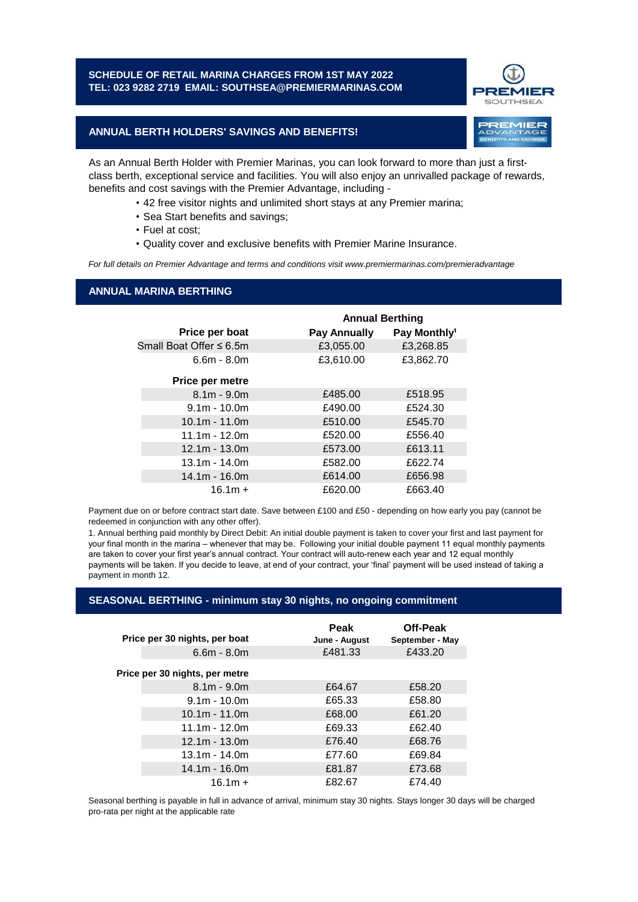# SCHEDULE OF RETAIL MARINA CHARGES FROM 1ST MAY 2022

**TEL: 023 9282 2719 EMAIL: SOUTHSEA@PREMIERMARINAS.COM**

PREMIER SOUTHSEA

## ANNUAL BERTH HOLDERS' SAVINGS AND BENEFITS!

PREMIER ADVANTAGE BENEFITS AND SAVINGS

As an Annual Berth Holder with Premier Marinas, you can look forward to more than just a first-class berth, exceptional service and facilities. You will also enjoy an unrivalled package of rewards, benefits and cost savings with the Premier Advantage, including -

- 42 free visitor nights and unlimited short stays at any Premier marina;
- Sea Start benefits and savings;
- Fuel at cost;
- Quality cover and exclusive benefits with Premier Marine Insurance.

*For full details on Premier Advantage and terms and conditions visit www.premiermarinas.com/premieradvantage*

## ANNUAL MARINA BERTHING

| | Annual Berthing | |
|---|---|---|
| **Price per boat** | **Pay Annually** | **Pay Monthly[1]** |
| Small Boat Offer ≤ 6.5m | £3,055.00 | £3,268.85 |
| 6.6m - 8.0m | £3,610.00 | £3,862.70 |
| **Price per metre** | | |
| 8.1m - 9.0m | £485.00 | £518.95 |
| 9.1m - 10.0m | £490.00 | £524.30 |
| 10.1m - 11.0m | £510.00 | £545.70 |
| 11.1m - 12.0m | £520.00 | £556.40 |
| 12.1m - 13.0m | £573.00 | £613.11 |
| 13.1m - 14.0m | £582.00 | £622.74 |
| 14.1m - 16.0m | £614.00 | £656.98 |
| 16.1m + | £620.00 | £663.40 |

Payment due on or before contract start date. Save between £100 and £50 - depending on how early you pay (cannot be redeemed in conjunction with any other offer).

1. Annual berthing paid monthly by Direct Debit: An initial double payment is taken to cover your first and last payment for your final month in the marina – whenever that may be. Following your initial double payment 11 equal monthly payments are taken to cover your first year's annual contract. Your contract will auto-renew each year and 12 equal monthly payments will be taken. If you decide to leave, at end of your contract, your 'final' payment will be used instead of taking a payment in month 12.

## SEASONAL BERTHING - minimum stay 30 nights, no ongoing commitment

| **Price per 30 nights, per boat** | **Peak** June - August | **Off-Peak** September - May |
|---|---|---|
| 6.6m - 8.0m | £481.33 | £433.20 |
| **Price per 30 nights, per metre** | | |
| 8.1m - 9.0m | £64.67 | £58.20 |
| 9.1m - 10.0m | £65.33 | £58.80 |
| 10.1m - 11.0m | £68.00 | £61.20 |
| 11.1m - 12.0m | £69.33 | £62.40 |
| 12.1m - 13.0m | £76.40 | £68.76 |
| 13.1m - 14.0m | £77.60 | £69.84 |
| 14.1m - 16.0m | £81.87 | £73.68 |
| 16.1m + | £82.67 | £74.40 |

Seasonal berthing is payable in full in advance of arrival, minimum stay 30 nights. Stays longer 30 days will be charged pro-rata per night at the applicable rate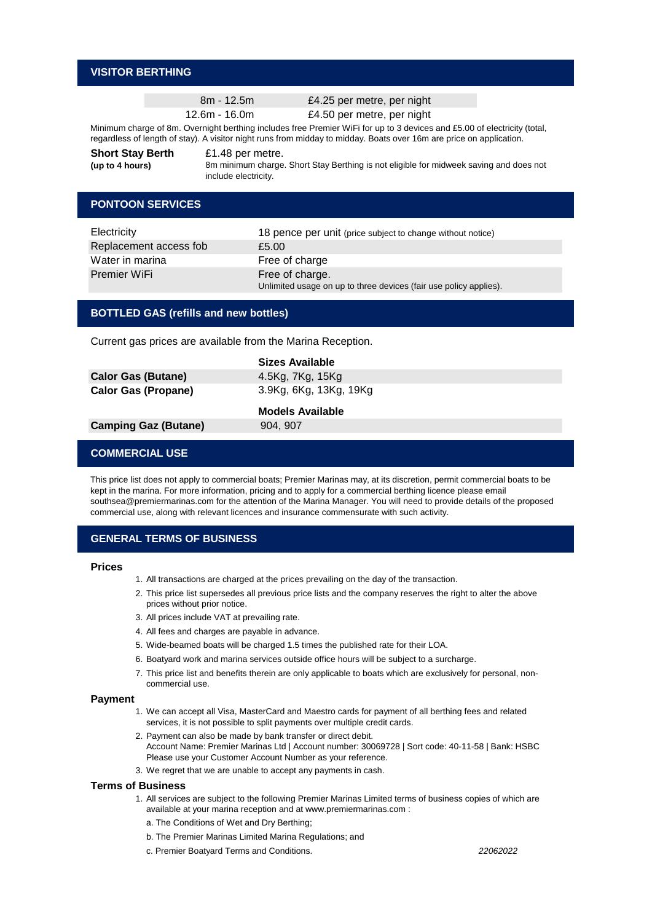## VISITOR BERTHING

| | |
|---|---|
| 8m - 12.5m | £4.25 per metre, per night |
| 12.6m - 16.0m | £4.50 per metre, per night |

Minimum charge of 8m. Overnight berthing includes free Premier WiFi for up to 3 devices and £5.00 of electricity (total, regardless of length of stay). A visitor night runs from midday to midday. Boats over 16m are price on application.

**Short Stay Berth**
**(up to 4 hours)**

£1.48 per metre.
8m minimum charge. Short Stay Berthing is not eligible for midweek saving and does not include electricity.

## PONTOON SERVICES

| | |
|---|---|
| Electricity | 18 pence per unit (price subject to change without notice) |
| Replacement access fob | £5.00 |
| Water in marina | Free of charge |
| Premier WiFi | Free of charge. Unlimited usage on up to three devices (fair use policy applies). |

## BOTTLED GAS (refills and new bottles)

Current gas prices are available from the Marina Reception.

| | Sizes Available |
|---|---|
| **Calor Gas (Butane)** | 4.5Kg, 7Kg, 15Kg |
| **Calor Gas (Propane)** | 3.9Kg, 6Kg, 13Kg, 19Kg |
| | **Models Available** |
| **Camping Gaz (Butane)** | 904, 907 |

## COMMERCIAL USE

This price list does not apply to commercial boats; Premier Marinas may, at its discretion, permit commercial boats to be kept in the marina. For more information, pricing and to apply for a commercial berthing licence please email southsea@premiermarinas.com for the attention of the Marina Manager. You will need to provide details of the proposed commercial use, along with relevant licences and insurance commensurate with such activity.

## GENERAL TERMS OF BUSINESS

### Prices

1. All transactions are charged at the prices prevailing on the day of the transaction.
2. This price list supersedes all previous price lists and the company reserves the right to alter the above prices without prior notice.
3. All prices include VAT at prevailing rate.
4. All fees and charges are payable in advance.
5. Wide-beamed boats will be charged 1.5 times the published rate for their LOA.
6. Boatyard work and marina services outside office hours will be subject to a surcharge.
7. This price list and benefits therein are only applicable to boats which are exclusively for personal, non-commercial use.

### Payment

1. We can accept all Visa, MasterCard and Maestro cards for payment of all berthing fees and related services, it is not possible to split payments over multiple credit cards.
2. Payment can also be made by bank transfer or direct debit.
   Account Name: Premier Marinas Ltd | Account number: 30069728 | Sort code: 40-11-58 | Bank: HSBC
   Please use your Customer Account Number as your reference.
3. We regret that we are unable to accept any payments in cash.

### Terms of Business

1. All services are subject to the following Premier Marinas Limited terms of business copies of which are available at your marina reception and at www.premiermarinas.com :
   a. The Conditions of Wet and Dry Berthing;
   b. The Premier Marinas Limited Marina Regulations; and
   c. Premier Boatyard Terms and Conditions.

*22062022*